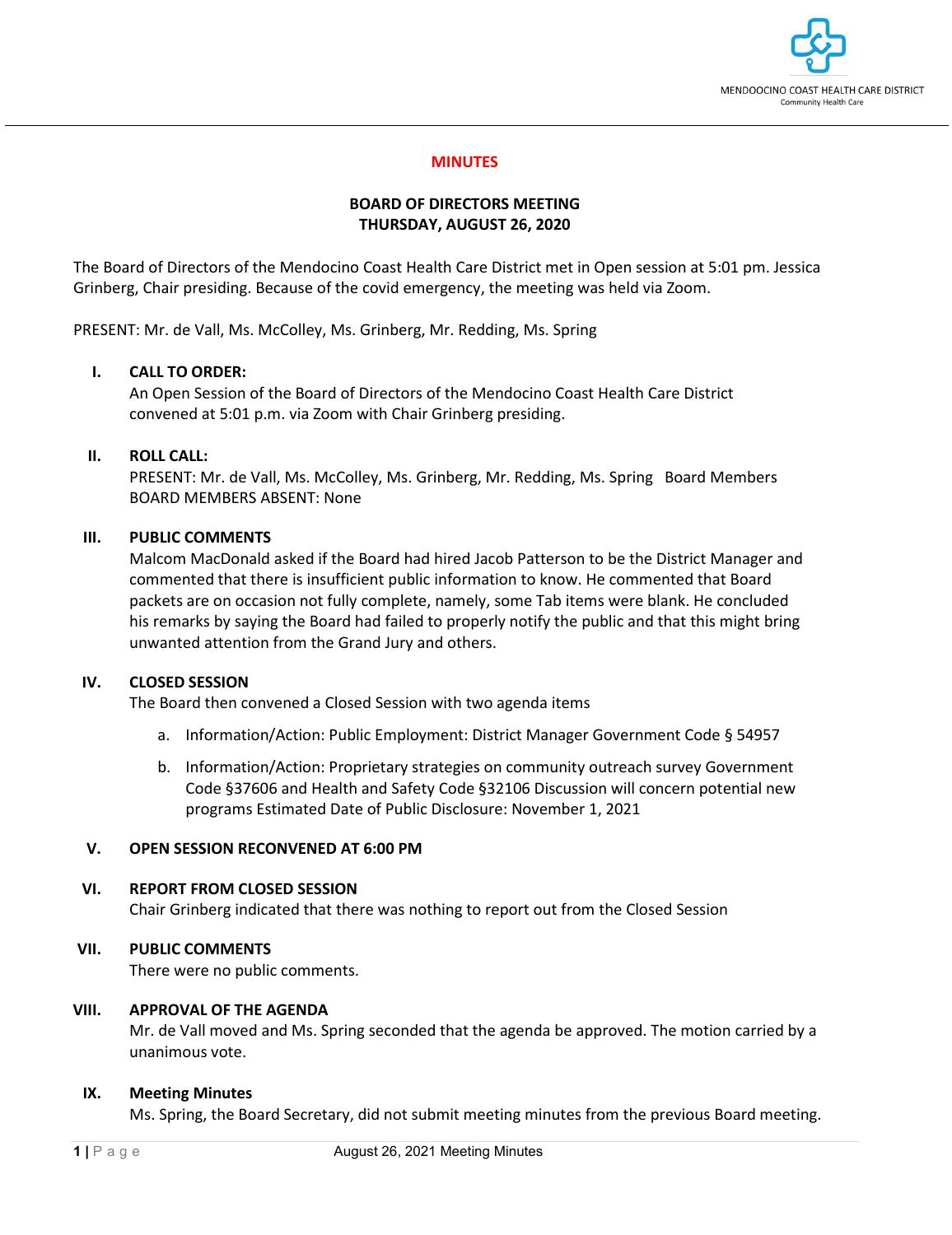MENDOOCINO COAST HEALTH CARE DISTRICT
Community Health Care

# MINUTES

## BOARD OF DIRECTORS MEETING
## THURSDAY, AUGUST 26, 2020

The Board of Directors of the Mendocino Coast Health Care District met in Open session at 5:01 pm. Jessica Grinberg, Chair presiding. Because of the covid emergency, the meeting was held via Zoom.

PRESENT: Mr. de Vall, Ms. McColley, Ms. Grinberg, Mr. Redding, Ms. Spring

**I. CALL TO ORDER:**
An Open Session of the Board of Directors of the Mendocino Coast Health Care District convened at 5:01 p.m. via Zoom with Chair Grinberg presiding.

**II. ROLL CALL:**
PRESENT: Mr. de Vall, Ms. McColley, Ms. Grinberg, Mr. Redding, Ms. Spring Board Members
BOARD MEMBERS ABSENT: None

**III. PUBLIC COMMENTS**
Malcom MacDonald asked if the Board had hired Jacob Patterson to be the District Manager and commented that there is insufficient public information to know. He commented that Board packets are on occasion not fully complete, namely, some Tab items were blank. He concluded his remarks by saying the Board had failed to properly notify the public and that this might bring unwanted attention from the Grand Jury and others.

**IV. CLOSED SESSION**
The Board then convened a Closed Session with two agenda items

a. Information/Action: Public Employment: District Manager Government Code § 54957

b. Information/Action: Proprietary strategies on community outreach survey Government Code §37606 and Health and Safety Code §32106 Discussion will concern potential new programs Estimated Date of Public Disclosure: November 1, 2021

**V. OPEN SESSION RECONVENED AT 6:00 PM**

**VI. REPORT FROM CLOSED SESSION**
Chair Grinberg indicated that there was nothing to report out from the Closed Session

**VII. PUBLIC COMMENTS**
There were no public comments.

**VIII. APPROVAL OF THE AGENDA**
Mr. de Vall moved and Ms. Spring seconded that the agenda be approved. The motion carried by a unanimous vote.

**IX. Meeting Minutes**
Ms. Spring, the Board Secretary, did not submit meeting minutes from the previous Board meeting.

August 26, 2021 Meeting Minutes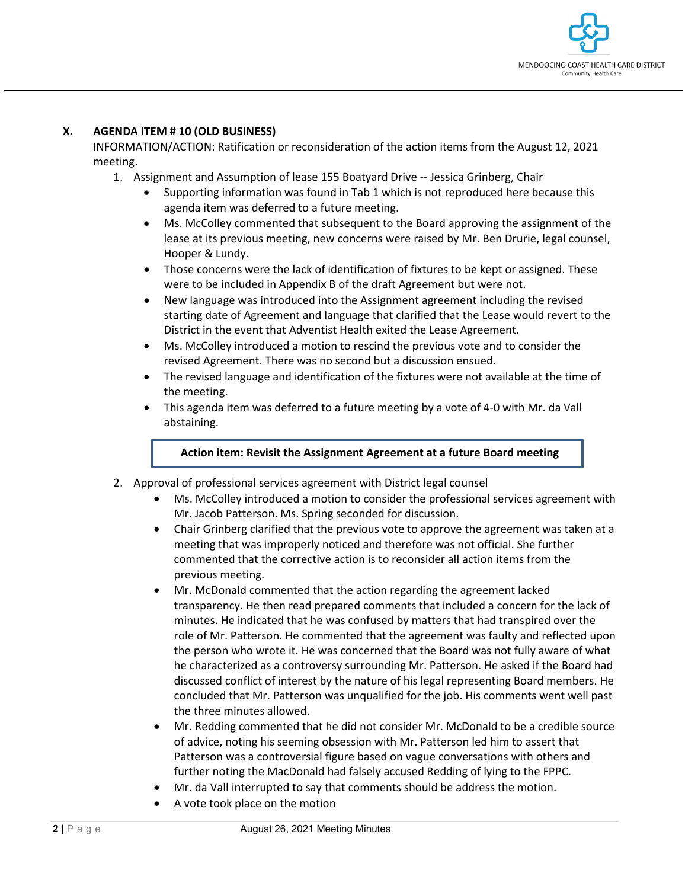## X. AGENDA ITEM # 10 (OLD BUSINESS)

INFORMATION/ACTION: Ratification or reconsideration of the action items from the August 12, 2021 meeting.

1. Assignment and Assumption of lease 155 Boatyard Drive -- Jessica Grinberg, Chair
   - Supporting information was found in Tab 1 which is not reproduced here because this agenda item was deferred to a future meeting.
   - Ms. McColley commented that subsequent to the Board approving the assignment of the lease at its previous meeting, new concerns were raised by Mr. Ben Drurie, legal counsel, Hooper & Lundy.
   - Those concerns were the lack of identification of fixtures to be kept or assigned. These were to be included in Appendix B of the draft Agreement but were not.
   - New language was introduced into the Assignment agreement including the revised starting date of Agreement and language that clarified that the Lease would revert to the District in the event that Adventist Health exited the Lease Agreement.
   - Ms. McColley introduced a motion to rescind the previous vote and to consider the revised Agreement. There was no second but a discussion ensued.
   - The revised language and identification of the fixtures were not available at the time of the meeting.
   - This agenda item was deferred to a future meeting by a vote of 4-0 with Mr. da Vall abstaining.

   **Action item: Revisit the Assignment Agreement at a future Board meeting**

2. Approval of professional services agreement with District legal counsel
   - Ms. McColley introduced a motion to consider the professional services agreement with Mr. Jacob Patterson. Ms. Spring seconded for discussion.
   - Chair Grinberg clarified that the previous vote to approve the agreement was taken at a meeting that was improperly noticed and therefore was not official. She further commented that the corrective action is to reconsider all action items from the previous meeting.
   - Mr. McDonald commented that the action regarding the agreement lacked transparency. He then read prepared comments that included a concern for the lack of minutes. He indicated that he was confused by matters that had transpired over the role of Mr. Patterson. He commented that the agreement was faulty and reflected upon the person who wrote it. He was concerned that the Board was not fully aware of what he characterized as a controversy surrounding Mr. Patterson. He asked if the Board had discussed conflict of interest by the nature of his legal representing Board members. He concluded that Mr. Patterson was unqualified for the job. His comments went well past the three minutes allowed.
   - Mr. Redding commented that he did not consider Mr. McDonald to be a credible source of advice, noting his seeming obsession with Mr. Patterson led him to assert that Patterson was a controversial figure based on vague conversations with others and further noting the MacDonald had falsely accused Redding of lying to the FPPC.
   - Mr. da Vall interrupted to say that comments should be address the motion.
   - A vote took place on the motion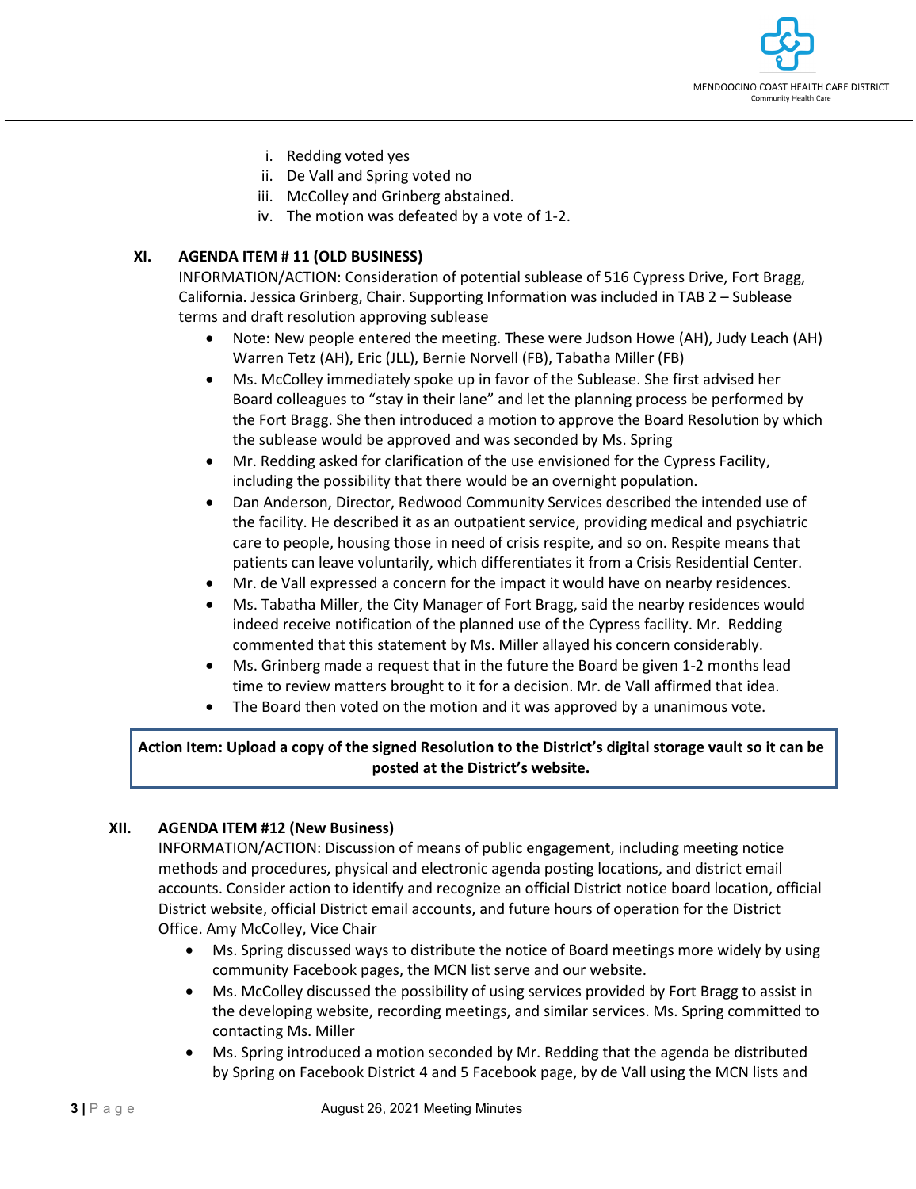i. Redding voted yes
   ii. De Vall and Spring voted no
   iii. McColley and Grinberg abstained.
   iv. The motion was defeated by a vote of 1-2.

## XI. AGENDA ITEM # 11 (OLD BUSINESS)

INFORMATION/ACTION: Consideration of potential sublease of 516 Cypress Drive, Fort Bragg, California. Jessica Grinberg, Chair. Supporting Information was included in TAB 2 – Sublease terms and draft resolution approving sublease

- Note: New people entered the meeting. These were Judson Howe (AH), Judy Leach (AH) Warren Tetz (AH), Eric (JLL), Bernie Norvell (FB), Tabatha Miller (FB)
- Ms. McColley immediately spoke up in favor of the Sublease. She first advised her Board colleagues to "stay in their lane" and let the planning process be performed by the Fort Bragg. She then introduced a motion to approve the Board Resolution by which the sublease would be approved and was seconded by Ms. Spring
- Mr. Redding asked for clarification of the use envisioned for the Cypress Facility, including the possibility that there would be an overnight population.
- Dan Anderson, Director, Redwood Community Services described the intended use of the facility. He described it as an outpatient service, providing medical and psychiatric care to people, housing those in need of crisis respite, and so on. Respite means that patients can leave voluntarily, which differentiates it from a Crisis Residential Center.
- Mr. de Vall expressed a concern for the impact it would have on nearby residences.
- Ms. Tabatha Miller, the City Manager of Fort Bragg, said the nearby residences would indeed receive notification of the planned use of the Cypress facility. Mr. Redding commented that this statement by Ms. Miller allayed his concern considerably.
- Ms. Grinberg made a request that in the future the Board be given 1-2 months lead time to review matters brought to it for a decision. Mr. de Vall affirmed that idea.
- The Board then voted on the motion and it was approved by a unanimous vote.

**Action Item: Upload a copy of the signed Resolution to the District's digital storage vault so it can be posted at the District's website.**

## XII. AGENDA ITEM #12 (New Business)

INFORMATION/ACTION: Discussion of means of public engagement, including meeting notice methods and procedures, physical and electronic agenda posting locations, and district email accounts. Consider action to identify and recognize an official District notice board location, official District website, official District email accounts, and future hours of operation for the District Office. Amy McColley, Vice Chair

- Ms. Spring discussed ways to distribute the notice of Board meetings more widely by using community Facebook pages, the MCN list serve and our website.
- Ms. McColley discussed the possibility of using services provided by Fort Bragg to assist in the developing website, recording meetings, and similar services. Ms. Spring committed to contacting Ms. Miller
- Ms. Spring introduced a motion seconded by Mr. Redding that the agenda be distributed by Spring on Facebook District 4 and 5 Facebook page, by de Vall using the MCN lists and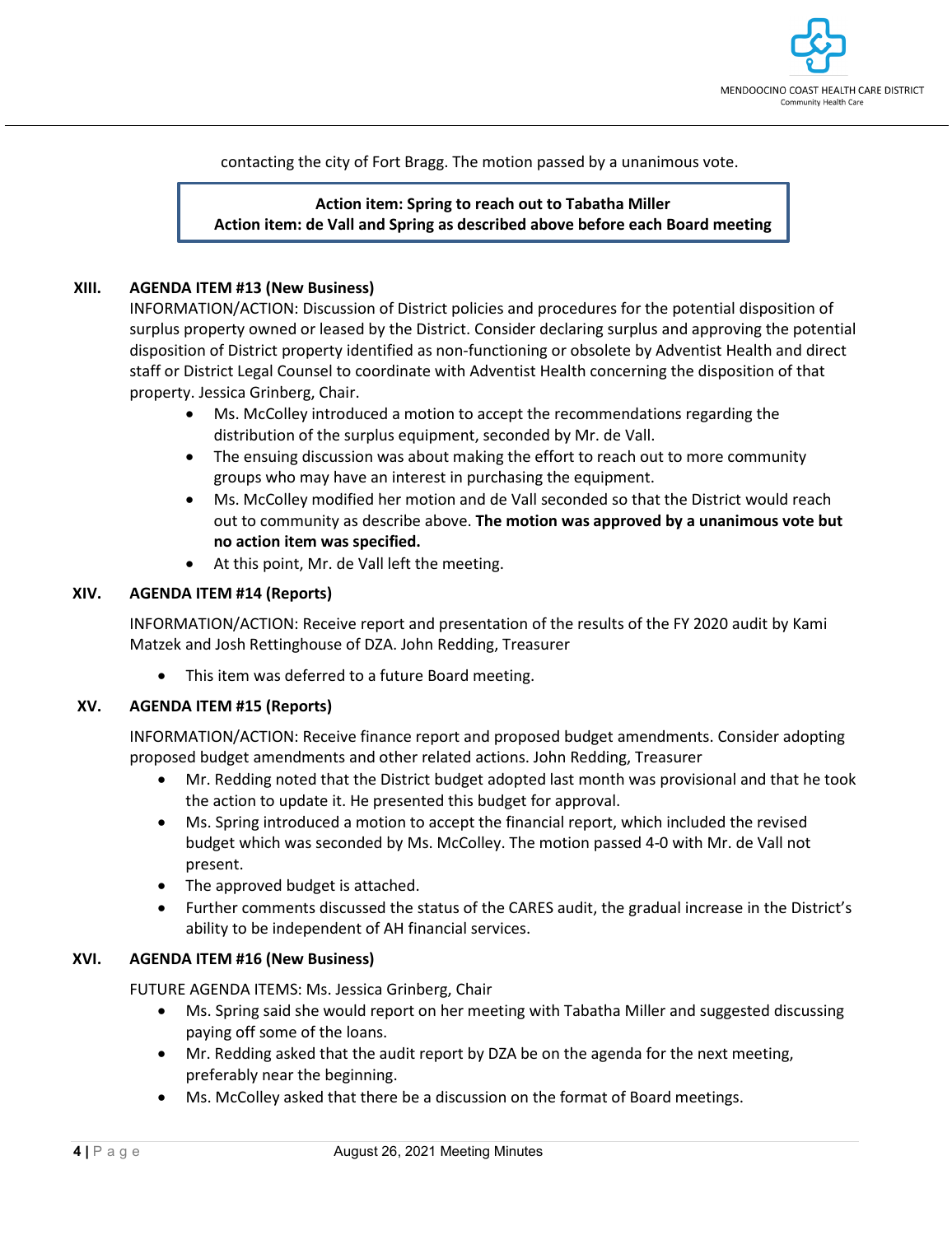contacting the city of Fort Bragg. The motion passed by a unanimous vote.

**Action item: Spring to reach out to Tabatha Miller**
**Action item: de Vall and Spring as described above before each Board meeting**

### XIII. AGENDA ITEM #13 (New Business)

INFORMATION/ACTION: Discussion of District policies and procedures for the potential disposition of surplus property owned or leased by the District. Consider declaring surplus and approving the potential disposition of District property identified as non-functioning or obsolete by Adventist Health and direct staff or District Legal Counsel to coordinate with Adventist Health concerning the disposition of that property. Jessica Grinberg, Chair.

- Ms. McColley introduced a motion to accept the recommendations regarding the distribution of the surplus equipment, seconded by Mr. de Vall.
- The ensuing discussion was about making the effort to reach out to more community groups who may have an interest in purchasing the equipment.
- Ms. McColley modified her motion and de Vall seconded so that the District would reach out to community as describe above. **The motion was approved by a unanimous vote but no action item was specified.**
- At this point, Mr. de Vall left the meeting.

### XIV. AGENDA ITEM #14 (Reports)

INFORMATION/ACTION: Receive report and presentation of the results of the FY 2020 audit by Kami Matzek and Josh Rettinghouse of DZA. John Redding, Treasurer

- This item was deferred to a future Board meeting.

### XV. AGENDA ITEM #15 (Reports)

INFORMATION/ACTION: Receive finance report and proposed budget amendments. Consider adopting proposed budget amendments and other related actions. John Redding, Treasurer

- Mr. Redding noted that the District budget adopted last month was provisional and that he took the action to update it. He presented this budget for approval.
- Ms. Spring introduced a motion to accept the financial report, which included the revised budget which was seconded by Ms. McColley. The motion passed 4-0 with Mr. de Vall not present.
- The approved budget is attached.
- Further comments discussed the status of the CARES audit, the gradual increase in the District's ability to be independent of AH financial services.

### XVI. AGENDA ITEM #16 (New Business)

FUTURE AGENDA ITEMS: Ms. Jessica Grinberg, Chair

- Ms. Spring said she would report on her meeting with Tabatha Miller and suggested discussing paying off some of the loans.
- Mr. Redding asked that the audit report by DZA be on the agenda for the next meeting, preferably near the beginning.
- Ms. McColley asked that there be a discussion on the format of Board meetings.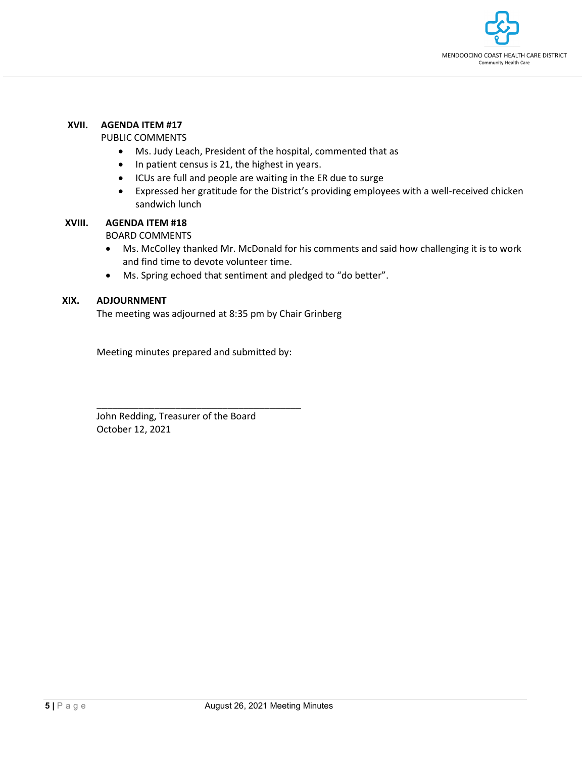## XVII. AGENDA ITEM #17

PUBLIC COMMENTS

- Ms. Judy Leach, President of the hospital, commented that as
- In patient census is 21, the highest in years.
- ICUs are full and people are waiting in the ER due to surge
- Expressed her gratitude for the District's providing employees with a well-received chicken sandwich lunch

## XVIII. AGENDA ITEM #18

BOARD COMMENTS

- Ms. McColley thanked Mr. McDonald for his comments and said how challenging it is to work and find time to devote volunteer time.
- Ms. Spring echoed that sentiment and pledged to "do better".

## XIX. ADJOURNMENT

The meeting was adjourned at 8:35 pm by Chair Grinberg

Meeting minutes prepared and submitted by:

\_\_\_\_\_\_\_\_\_\_\_\_\_\_\_\_\_\_\_\_\_\_\_\_\_\_\_\_\_\_\_\_\_\_\_\_\_\_\_\_

John Redding, Treasurer of the Board
October 12, 2021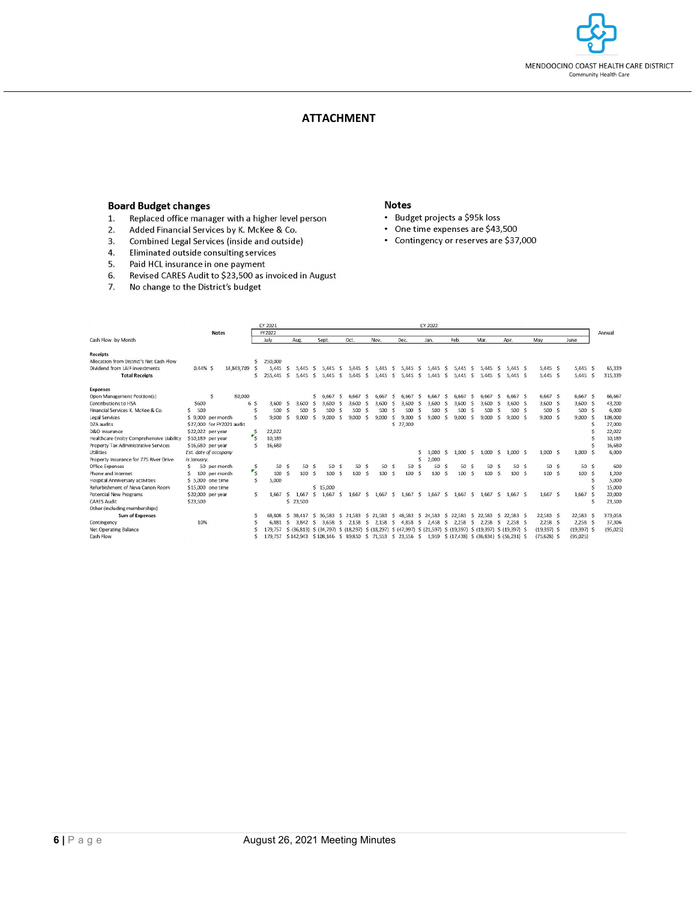MENDOOCINO COAST HEALTH CARE DISTRICT
Community Health Care

## ATTACHMENT

### Board Budget changes

1. Replaced office manager with a higher level person
2. Added Financial Services by K. McKee & Co.
3. Combined Legal Services (inside and outside)
4. Eliminated outside consulting services
5. Paid HCL insurance in one payment
6. Revised CARES Audit to $23,500 as invoiced in August
7. No change to the District's budget

### Notes

- Budget projects a $95k loss
- One time expenses are $43,500
- Contingency or reserves are $37,000

| Cash Flow by Month | Notes | | CY 2021 FY2022 July | Aug. | Sept. | Oct. | Nov. | Dec. | CY 2022 Jan. | Feb. | Mar. | Apr. | May | June | Annual |
|---|---|---|---|---|---|---|---|---|---|---|---|---|---|---|---|
| **Receipts** | | | | | | | | | | | | | | | |
| Allocation from District's Net Cash Flow | | | $ 250,000 | | | | | | | | | | | | |
| Dividend from LAIF investments | 0.44% | $ 14,849,709 | $ 5,445 | $ 5,445 | $ 5,445 | $ 5,445 | $ 5,445 | $ 5,445 | $ 5,445 | $ 5,445 | $ 5,445 | $ 5,445 | $ 5,445 | $ 5,445 | $ 65,339 |
| **Total Receipts** | | | $ 255,445 | $ 5,445 | $ 5,445 | $ 5,445 | $ 5,445 | $ 5,445 | $ 5,445 | $ 5,445 | $ 5,445 | $ 5,445 | $ 5,445 | $ 5,445 | $ 315,339 |
| **Expenses** | | | | | | | | | | | | | | | |
| Open Management Position(s) | | $ 80,000 | | | $ 6,667 | $ 6,667 | $ 6,667 | $ 6,667 | $ 6,667 | $ 6,667 | $ 6,667 | $ 6,667 | $ 6,667 | $ 6,667 | $ 66,667 |
| Contributions to HSA | $600 | 6 | $ 3,600 | $ 3,600 | $ 3,600 | $ 3,600 | $ 3,600 | $ 3,600 | $ 3,600 | $ 3,600 | $ 3,600 | $ 3,600 | $ 3,600 | $ 3,600 | $ 43,200 |
| Financial Services K. McKee & Co. | $ 500 | | $ 500 | $ 500 | $ 500 | $ 500 | $ 500 | $ 500 | $ 500 | $ 500 | $ 500 | $ 500 | $ 500 | $ 500 | $ 6,000 |
| Legal Services | $ 9,000 | per month | $ 9,000 | $ 9,000 | $ 9,000 | $ 9,000 | $ 9,000 | $ 9,000 | $ 9,000 | $ 9,000 | $ 9,000 | $ 9,000 | $ 9,000 | $ 9,000 | $ 108,000 |
| DZA audits | $27,000 | for FY2021 audit | | | | | | $ 27,000 | | | | | | | $ 27,000 |
| D&O insurance | $22,022 | per year | $ 22,022 | | | | | | | | | | | | $ 22,022 |
| Healthcare Entity Comprehensive Liability | $10,189 | per year | $ 10,189 | | | | | | | | | | | | $ 10,189 |
| Property Tax Administrative Services | $16,680 | per year | $ 16,680 | | | | | | | | | | | | $ 16,680 |
| Utilities | *Est. date of occupany* | | | | | | | | $ 1,000 | $ 1,000 | $ 1,000 | $ 1,000 | $ 1,000 | $ 1,000 | $ 6,000 |
| Property Insurance for 775 River Drive | *is January.* | | | | | | | | $ 2,000 | | | | | | |
| Office Expenses | $ 50 | per month | $ 50 | $ 50 | $ 50 | $ 50 | $ 50 | $ 50 | $ 50 | $ 50 | $ 50 | $ 50 | $ 50 | $ 50 | $ 600 |
| Phone and Internet | $ 100 | per month | $ 100 | $ 100 | $ 100 | $ 100 | $ 100 | $ 100 | $ 100 | $ 100 | $ 100 | $ 100 | $ 100 | $ 100 | $ 1,200 |
| Hospital Anniversary activities | $ 5,000 | one time | $ 5,000 | | | | | | | | | | | | $ 5,000 |
| Refurbishment of Neva Canon Room | $15,000 | one time | | | $ 15,000 | | | | | | | | | | $ 15,000 |
| Potential New Programs | $20,000 | per year | $ 1,667 | $ 1,667 | $ 1,667 | $ 1,667 | $ 1,667 | $ 1,667 | $ 1,667 | $ 1,667 | $ 1,667 | $ 1,667 | $ 1,667 | $ 1,667 | $ 20,000 |
| CARES Audit | $23,500 | | | $ 23,500 | | | | | | | | | | | $ 23,500 |
| Other (including memberships) | | | | | | | | | | | | | | | |
| **Sum of Expenses** | | | $ 68,808 | $ 38,417 | $ 36,583 | $ 21,583 | $ 21,583 | $ 48,583 | $ 24,583 | $ 22,583 | $ 22,583 | $ 22,583 | $ 22,583 | $ 22,583 | $ 373,058 |
| Contingency | 10% | | $ 6,881 | $ 3,842 | $ 3,658 | $ 2,158 | $ 2,158 | $ 4,858 | $ 2,458 | $ 2,258 | $ 2,258 | $ 2,258 | $ 2,258 | $ 2,258 | $ 37,306 |
| Net Operating Balance | | | $ 179,757 | $ (36,813) | $ (34,797) | $ (18,297) | $ (18,297) | $ (47,997) | $ (21,597) | $ (19,397) | $ (19,397) | $ (19,397) | $ (19,397) | $ (19,397) | $ (95,025) |
| Cash Flow | | | $ 179,757 | $ 142,943 | $ 108,146 | $ 89,850 | $ 71,553 | $ 23,556 | $ 1,959 | $ (17,438) | $ (36,834) | $ (56,231) | $ (75,628) | $ (95,025) | |

August 26, 2021 Meeting Minutes